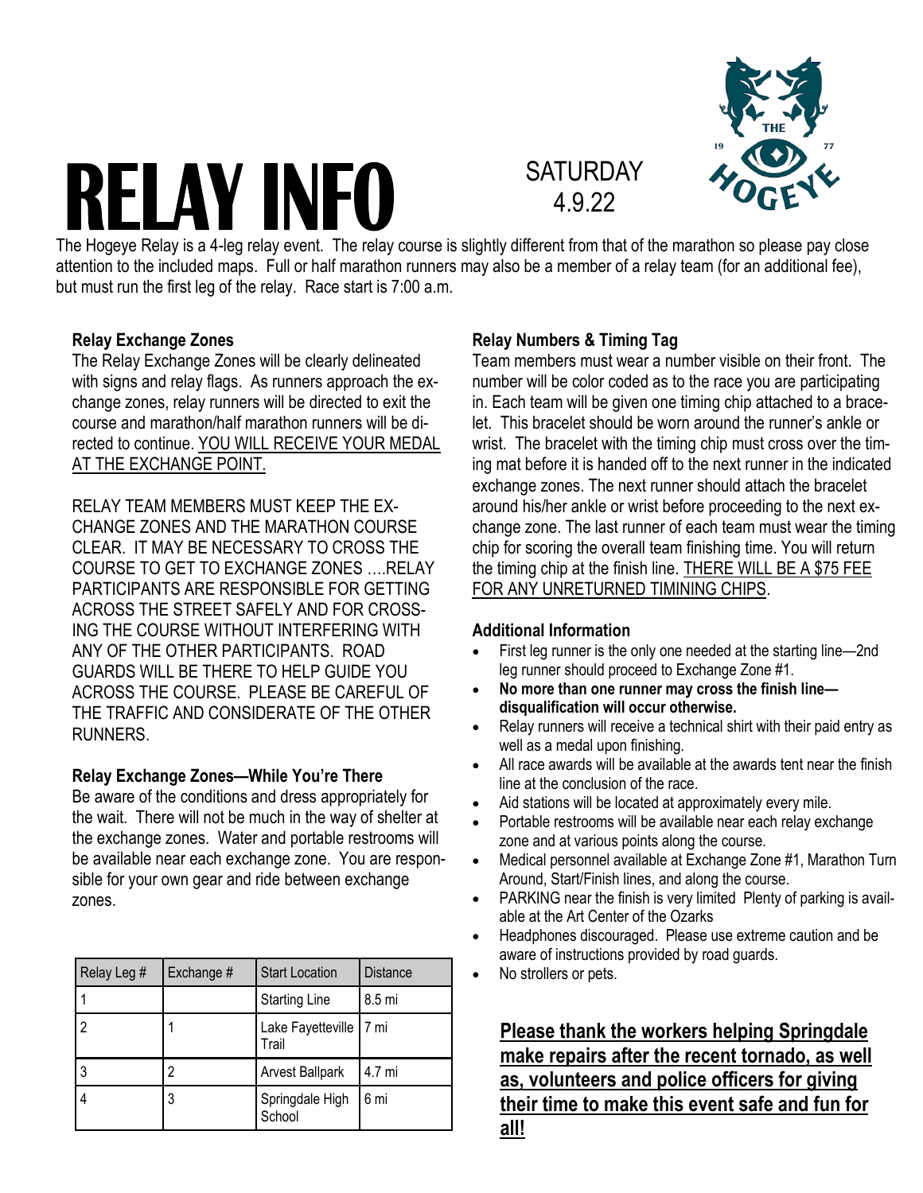# RELAY INFO

SATURDAY
4.9.22

THE HOGEYE 1977

The Hogeye Relay is a 4-leg relay event. The relay course is slightly different from that of the marathon so please pay close attention to the included maps. Full or half marathon runners may also be a member of a relay team (for an additional fee), but must run the first leg of the relay. Race start is 7:00 a.m.

### Relay Exchange Zones

The Relay Exchange Zones will be clearly delineated with signs and relay flags. As runners approach the exchange zones, relay runners will be directed to exit the course and marathon/half marathon runners will be directed to continue. <u>YOU WILL RECEIVE YOUR MEDAL AT THE EXCHANGE POINT.</u>

RELAY TEAM MEMBERS MUST KEEP THE EXCHANGE ZONES AND THE MARATHON COURSE CLEAR. IT MAY BE NECESSARY TO CROSS THE COURSE TO GET TO EXCHANGE ZONES ….RELAY PARTICIPANTS ARE RESPONSIBLE FOR GETTING ACROSS THE STREET SAFELY AND FOR CROSSING THE COURSE WITHOUT INTERFERING WITH ANY OF THE OTHER PARTICIPANTS. ROAD GUARDS WILL BE THERE TO HELP GUIDE YOU ACROSS THE COURSE. PLEASE BE CAREFUL OF THE TRAFFIC AND CONSIDERATE OF THE OTHER RUNNERS.

### Relay Exchange Zones—While You're There

Be aware of the conditions and dress appropriately for the wait. There will not be much in the way of shelter at the exchange zones. Water and portable restrooms will be available near each exchange zone. You are responsible for your own gear and ride between exchange zones.

| Relay Leg # | Exchange # | Start Location | Distance |
|---|---|---|---|
| 1 | | Starting Line | 8.5 mi |
| 2 | 1 | Lake Fayetteville Trail | 7 mi |
| 3 | 2 | Arvest Ballpark | 4.7 mi |
| 4 | 3 | Springdale High School | 6 mi |

### Relay Numbers & Timing Tag

Team members must wear a number visible on their front. The number will be color coded as to the race you are participating in. Each team will be given one timing chip attached to a bracelet. This bracelet should be worn around the runner's ankle or wrist. The bracelet with the timing chip must cross over the timing mat before it is handed off to the next runner in the indicated exchange zones. The next runner should attach the bracelet around his/her ankle or wrist before proceeding to the next exchange zone. The last runner of each team must wear the timing chip for scoring the overall team finishing time. You will return the timing chip at the finish line. <u>THERE WILL BE A $75 FEE FOR ANY UNRETURNED TIMINING CHIPS</u>.

### Additional Information

- First leg runner is the only one needed at the starting line—2nd leg runner should proceed to Exchange Zone #1.
- **No more than one runner may cross the finish line—disqualification will occur otherwise.**
- Relay runners will receive a technical shirt with their paid entry as well as a medal upon finishing.
- All race awards will be available at the awards tent near the finish line at the conclusion of the race.
- Aid stations will be located at approximately every mile.
- Portable restrooms will be available near each relay exchange zone and at various points along the course.
- Medical personnel available at Exchange Zone #1, Marathon Turn Around, Start/Finish lines, and along the course.
- PARKING near the finish is very limited Plenty of parking is available at the Art Center of the Ozarks
- Headphones discouraged. Please use extreme caution and be aware of instructions provided by road guards.
- No strollers or pets.

**<u>Please thank the workers helping Springdale make repairs after the recent tornado, as well as, volunteers and police officers for giving their time to make this event safe and fun for all!</u>**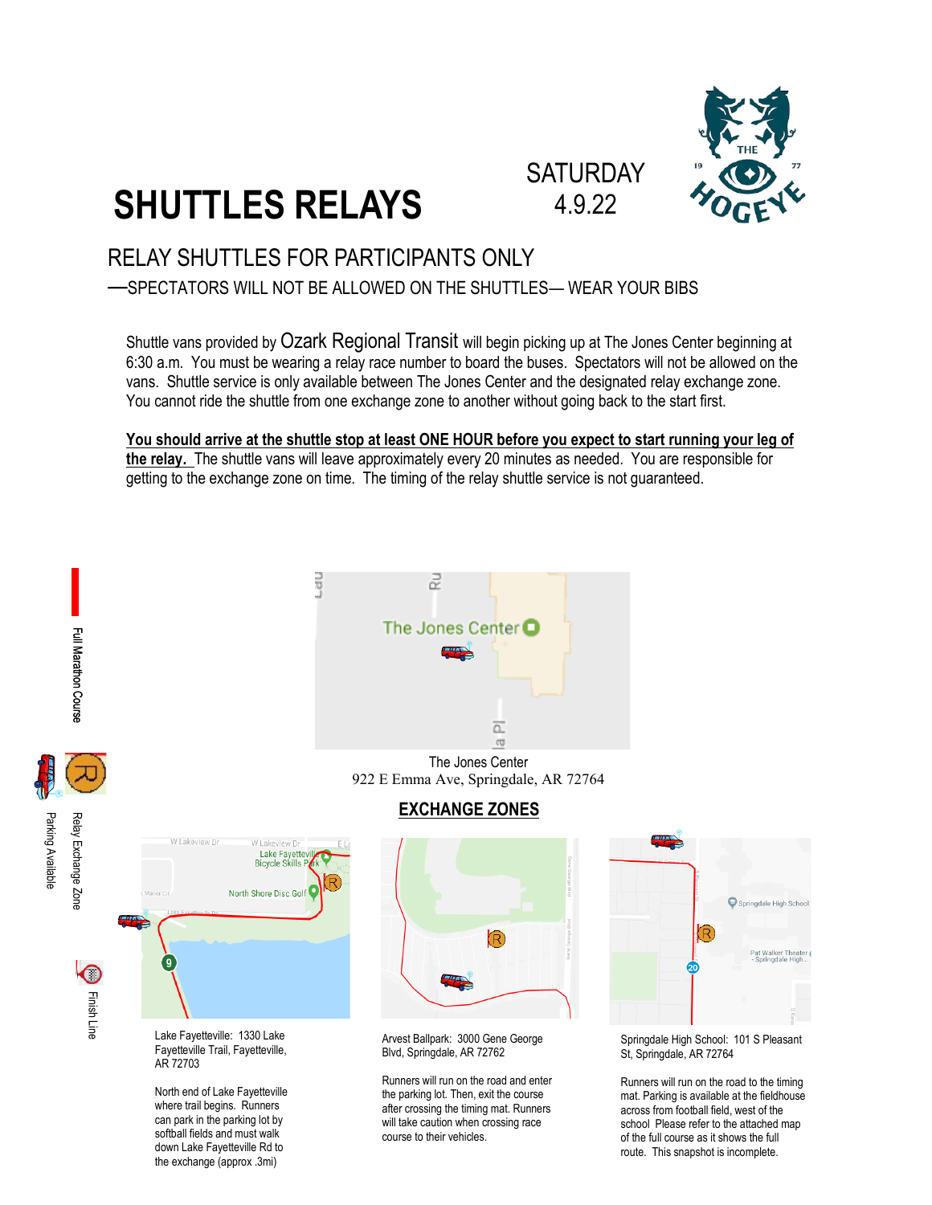# SHUTTLES RELAYS

SATURDAY
4.9.22

THE HOGEYE 19 77

## RELAY SHUTTLES FOR PARTICIPANTS ONLY

—SPECTATORS WILL NOT BE ALLOWED ON THE SHUTTLES— WEAR YOUR BIBS

Shuttle vans provided by Ozark Regional Transit will begin picking up at The Jones Center beginning at 6:30 a.m. You must be wearing a relay race number to board the buses. Spectators will not be allowed on the vans. Shuttle service is only available between The Jones Center and the designated relay exchange zone. You cannot ride the shuttle from one exchange zone to another without going back to the start first.

**You should arrive at the shuttle stop at least ONE HOUR before you expect to start running your leg of the relay.** The shuttle vans will leave approximately every 20 minutes as needed. You are responsible for getting to the exchange zone on time. The timing of the relay shuttle service is not guaranteed.

Full Marathon Course

Parking Available

Relay Exchange Zone

Finish Line

The Jones Center

The Jones Center
922 E Emma Ave, Springdale, AR 72764

## EXCHANGE ZONES

Lake Fayetteville: 1330 Lake Fayetteville Trail, Fayetteville, AR 72703

North end of Lake Fayetteville where trail begins. Runners can park in the parking lot by softball fields and must walk down Lake Fayetteville Rd to the exchange (approx .3mi)

Arvest Ballpark: 3000 Gene George Blvd, Springdale, AR 72762

Runners will run on the road and enter the parking lot. Then, exit the course after crossing the timing mat. Runners will take caution when crossing race course to their vehicles.

Springdale High School: 101 S Pleasant St, Springdale, AR 72764

Runners will run on the road to the timing mat. Parking is available at the fieldhouse across from football field, west of the school Please refer to the attached map of the full course as it shows the full route. This snapshot is incomplete.